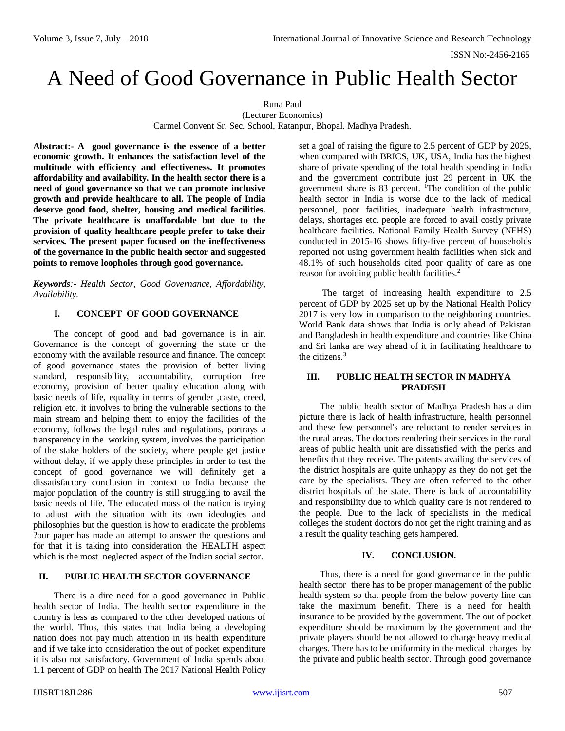# A Need of Good Governance in Public Health Sector

Runa Paul
(Lecturer Economics)
Carmel Convent Sr. Sec. School, Ratanpur, Bhopal. Madhya Pradesh.

**Abstract:- A good governance is the essence of a better economic growth. It enhances the satisfaction level of the multitude with efficiency and effectiveness. It promotes affordability and availability. In the health sector there is a need of good governance so that we can promote inclusive growth and provide healthcare to all. The people of India deserve good food, shelter, housing and medical facilities. The private healthcare is unaffordable but due to the provision of quality healthcare people prefer to take their services. The present paper focused on the ineffectiveness of the governance in the public health sector and suggested points to remove loopholes through good governance.**

***Keywords**:- Health Sector, Good Governance, Affordability, Availability.*

## I. CONCEPT OF GOOD GOVERNANCE

The concept of good and bad governance is in air. Governance is the concept of governing the state or the economy with the available resource and finance. The concept of good governance states the provision of better living standard, responsibility, accountability, corruption free economy, provision of better quality education along with basic needs of life, equality in terms of gender ,caste, creed, religion etc. it involves to bring the vulnerable sections to the main stream and helping them to enjoy the facilities of the economy, follows the legal rules and regulations, portrays a transparency in the working system, involves the participation of the stake holders of the society, where people get justice without delay, if we apply these principles in order to test the concept of good governance we will definitely get a dissatisfactory conclusion in context to India because the major population of the country is still struggling to avail the basic needs of life. The educated mass of the nation is trying to adjust with the situation with its own ideologies and philosophies but the question is how to eradicate the problems ?our paper has made an attempt to answer the questions and for that it is taking into consideration the HEALTH aspect which is the most neglected aspect of the Indian social sector.

## II. PUBLIC HEALTH SECTOR GOVERNANCE

There is a dire need for a good governance in Public health sector of India. The health sector expenditure in the country is less as compared to the other developed nations of the world. Thus, this states that India being a developing nation does not pay much attention in its health expenditure and if we take into consideration the out of pocket expenditure it is also not satisfactory. Government of India spends about 1.1 percent of GDP on health The 2017 National Health Policy set a goal of raising the figure to 2.5 percent of GDP by 2025, when compared with BRICS, UK, USA, India has the highest share of private spending of the total health spending in India and the government contribute just 29 percent in UK the government share is 83 percent. [1]The condition of the public health sector in India is worse due to the lack of medical personnel, poor facilities, inadequate health infrastructure, delays, shortages etc. people are forced to avail costly private healthcare facilities. National Family Health Survey (NFHS) conducted in 2015-16 shows fifty-five percent of households reported not using government health facilities when sick and 48.1% of such households cited poor quality of care as one reason for avoiding public health facilities.[2]

The target of increasing health expenditure to 2.5 percent of GDP by 2025 set up by the National Health Policy 2017 is very low in comparison to the neighboring countries. World Bank data shows that India is only ahead of Pakistan and Bangladesh in health expenditure and countries like China and Sri lanka are way ahead of it in facilitating healthcare to the citizens.[3]

## III. PUBLIC HEALTH SECTOR IN MADHYA PRADESH

The public health sector of Madhya Pradesh has a dim picture there is lack of health infrastructure, health personnel and these few personnel's are reluctant to render services in the rural areas. The doctors rendering their services in the rural areas of public health unit are dissatisfied with the perks and benefits that they receive. The patents availing the services of the district hospitals are quite unhappy as they do not get the care by the specialists. They are often referred to the other district hospitals of the state. There is lack of accountability and responsibility due to which quality care is not rendered to the people. Due to the lack of specialists in the medical colleges the student doctors do not get the right training and as a result the quality teaching gets hampered.

## IV. CONCLUSION.

Thus, there is a need for good governance in the public health sector there has to be proper management of the public health system so that people from the below poverty line can take the maximum benefit. There is a need for health insurance to be provided by the government. The out of pocket expenditure should be maximum by the government and the private players should be not allowed to charge heavy medical charges. There has to be uniformity in the medical charges by the private and public health sector. Through good governance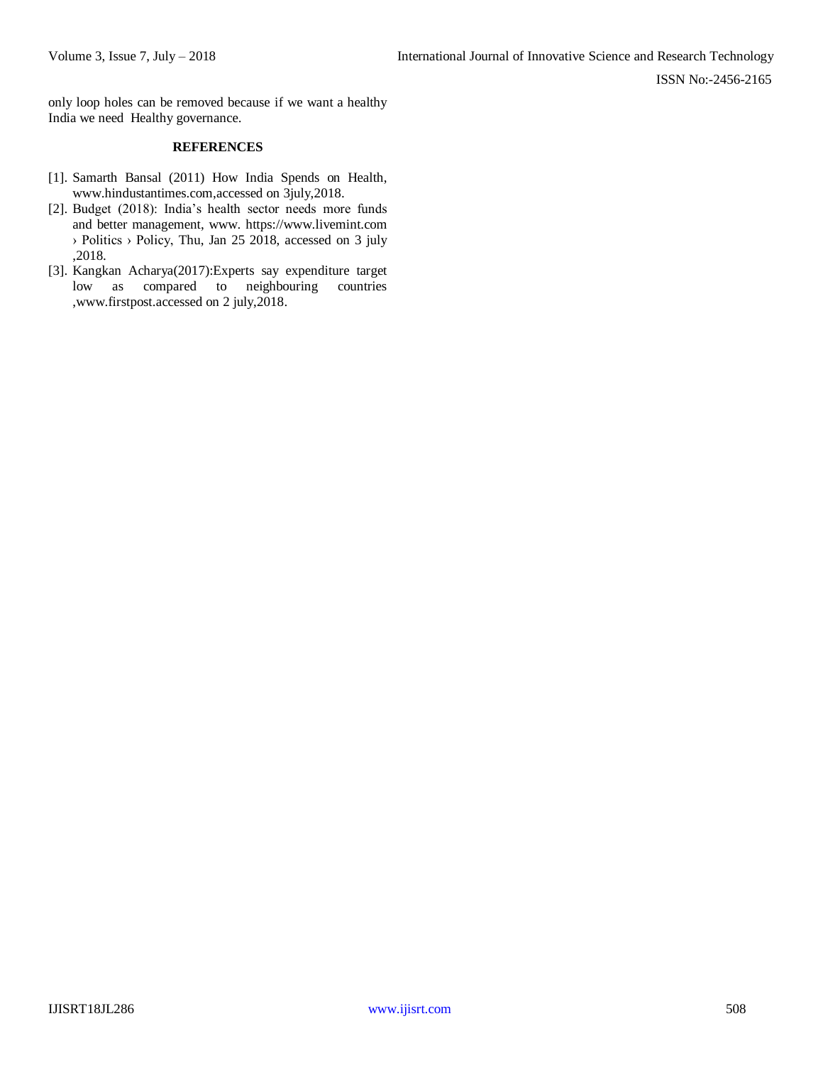only loop holes can be removed because if we want a healthy India we need Healthy governance.

## REFERENCES

[1]. Samarth Bansal (2011) How India Spends on Health, www.hindustantimes.com,accessed on 3july,2018.

[2]. Budget (2018): India's health sector needs more funds and better management, www. https://www.livemint.com › Politics › Policy, Thu, Jan 25 2018, accessed on 3 july ,2018.

[3]. Kangkan Acharya(2017):Experts say expenditure target low as compared to neighbouring countries ,www.firstpost.accessed on 2 july,2018.